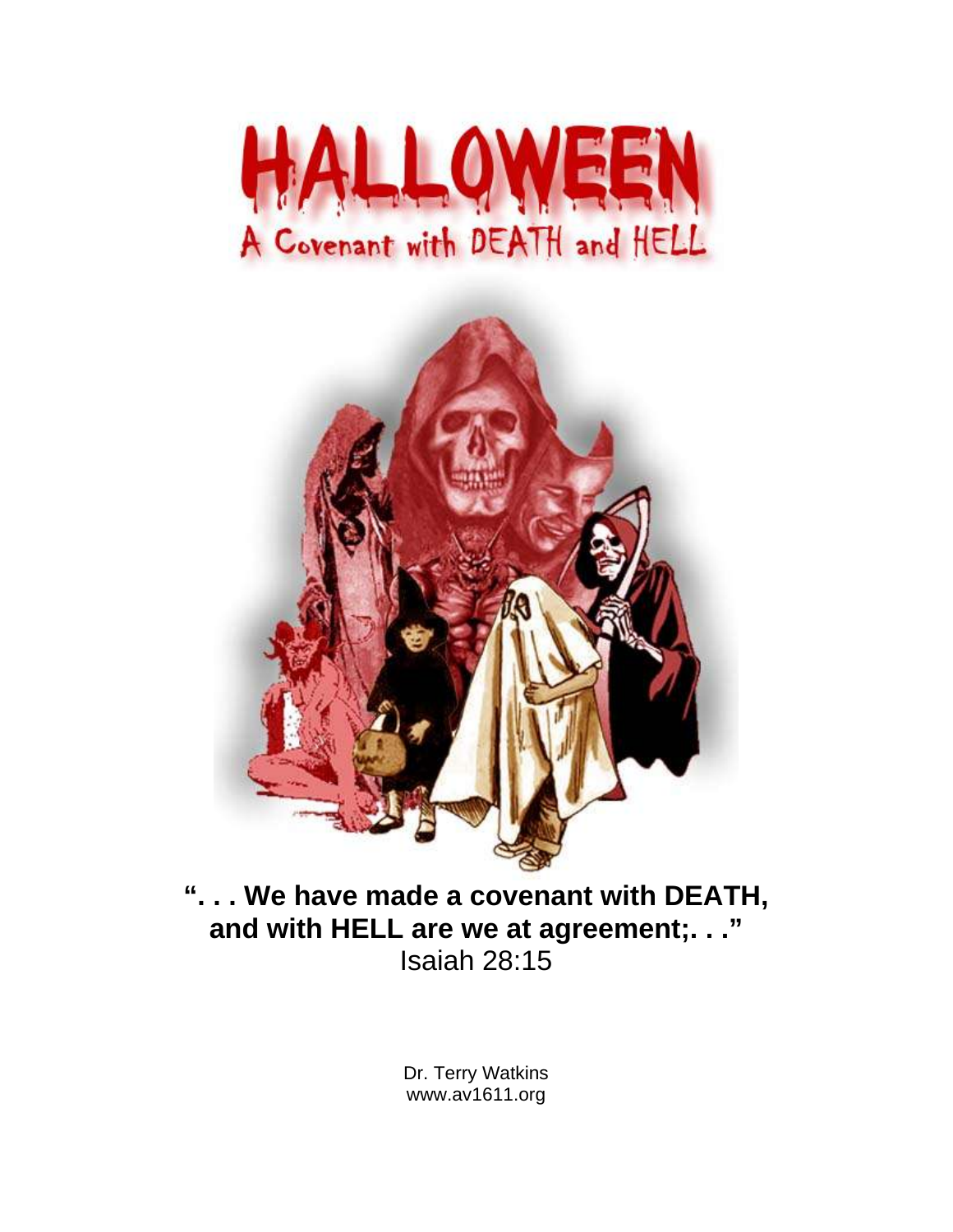# HALLOWEEN

## A Covenant with DEATH and HELL

**". . . We have made a covenant with DEATH, and with HELL are we at agreement;. . ."**
Isaiah 28:15

Dr. Terry Watkins
www.av1611.org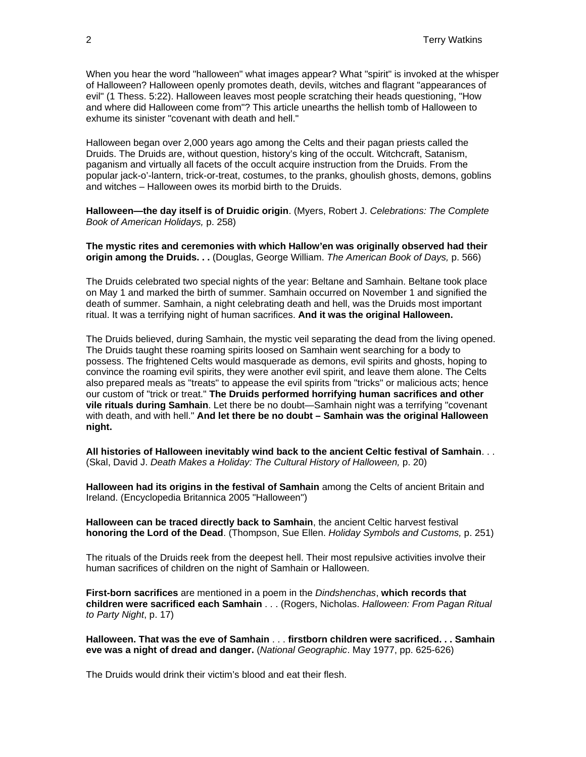When you hear the word "halloween" what images appear? What "spirit" is invoked at the whisper of Halloween? Halloween openly promotes death, devils, witches and flagrant "appearances of evil" (1 Thess. 5:22). Halloween leaves most people scratching their heads questioning, "How and where did Halloween come from"? This article unearths the hellish tomb of Halloween to exhume its sinister "covenant with death and hell."

Halloween began over 2,000 years ago among the Celts and their pagan priests called the Druids. The Druids are, without question, history's king of the occult. Witchcraft, Satanism, paganism and virtually all facets of the occult acquire instruction from the Druids. From the popular jack-o'-lantern, trick-or-treat, costumes, to the pranks, ghoulish ghosts, demons, goblins and witches – Halloween owes its morbid birth to the Druids.

**Halloween—the day itself is of Druidic origin**. (Myers, Robert J. *Celebrations: The Complete Book of American Holidays,* p. 258)

**The mystic rites and ceremonies with which Hallow'en was originally observed had their origin among the Druids. . .** (Douglas, George William. *The American Book of Days,* p. 566)

The Druids celebrated two special nights of the year: Beltane and Samhain. Beltane took place on May 1 and marked the birth of summer. Samhain occurred on November 1 and signified the death of summer. Samhain, a night celebrating death and hell, was the Druids most important ritual. It was a terrifying night of human sacrifices. **And it was the original Halloween.**

The Druids believed, during Samhain, the mystic veil separating the dead from the living opened. The Druids taught these roaming spirits loosed on Samhain went searching for a body to possess. The frightened Celts would masquerade as demons, evil spirits and ghosts, hoping to convince the roaming evil spirits, they were another evil spirit, and leave them alone. The Celts also prepared meals as "treats" to appease the evil spirits from "tricks" or malicious acts; hence our custom of "trick or treat." **The Druids performed horrifying human sacrifices and other vile rituals during Samhain**. Let there be no doubt—Samhain night was a terrifying "covenant with death, and with hell." **And let there be no doubt – Samhain was the original Halloween night.**

**All histories of Halloween inevitably wind back to the ancient Celtic festival of Samhain**. . . (Skal, David J. *Death Makes a Holiday: The Cultural History of Halloween,* p. 20)

**Halloween had its origins in the festival of Samhain** among the Celts of ancient Britain and Ireland. (Encyclopedia Britannica 2005 "Halloween")

**Halloween can be traced directly back to Samhain**, the ancient Celtic harvest festival **honoring the Lord of the Dead**. (Thompson, Sue Ellen. *Holiday Symbols and Customs,* p. 251)

The rituals of the Druids reek from the deepest hell. Their most repulsive activities involve their human sacrifices of children on the night of Samhain or Halloween.

**First-born sacrifices** are mentioned in a poem in the *Dindshenchas*, **which records that children were sacrificed each Samhain** . . . (Rogers, Nicholas. *Halloween: From Pagan Ritual to Party Night*, p. 17)

**Halloween. That was the eve of Samhain** . . . **firstborn children were sacrificed. . . Samhain eve was a night of dread and danger.** (*National Geographic*. May 1977, pp. 625-626)

The Druids would drink their victim's blood and eat their flesh.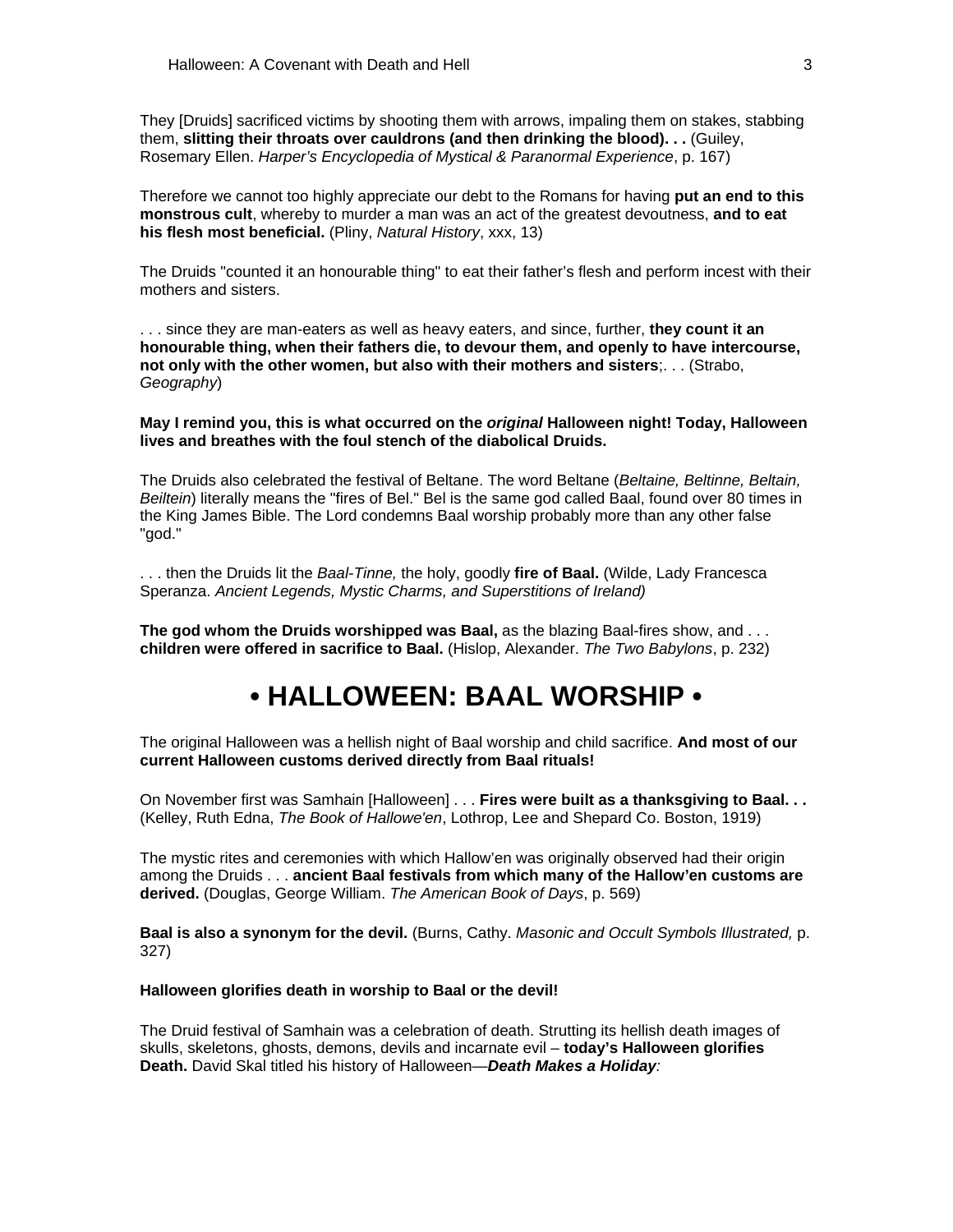They [Druids] sacrificed victims by shooting them with arrows, impaling them on stakes, stabbing them, **slitting their throats over cauldrons (and then drinking the blood). . .** (Guiley, Rosemary Ellen. *Harper's Encyclopedia of Mystical & Paranormal Experience*, p. 167)

Therefore we cannot too highly appreciate our debt to the Romans for having **put an end to this monstrous cult**, whereby to murder a man was an act of the greatest devoutness, **and to eat his flesh most beneficial.** (Pliny, *Natural History*, xxx, 13)

The Druids "counted it an honourable thing" to eat their father's flesh and perform incest with their mothers and sisters.

. . . since they are man-eaters as well as heavy eaters, and since, further, **they count it an honourable thing, when their fathers die, to devour them, and openly to have intercourse, not only with the other women, but also with their mothers and sisters**;. . . (Strabo, *Geography*)

**May I remind you, this is what occurred on the *original* Halloween night! Today, Halloween lives and breathes with the foul stench of the diabolical Druids.**

The Druids also celebrated the festival of Beltane. The word Beltane (*Beltaine, Beltinne, Beltain, Beiltein*) literally means the "fires of Bel." Bel is the same god called Baal, found over 80 times in the King James Bible. The Lord condemns Baal worship probably more than any other false "god."

. . . then the Druids lit the *Baal-Tinne,* the holy, goodly **fire of Baal.** (Wilde, Lady Francesca Speranza. *Ancient Legends, Mystic Charms, and Superstitions of Ireland)*

**The god whom the Druids worshipped was Baal,** as the blazing Baal-fires show, and . . . **children were offered in sacrifice to Baal.** (Hislop, Alexander. *The Two Babylons*, p. 232)

# • HALLOWEEN: BAAL WORSHIP •

The original Halloween was a hellish night of Baal worship and child sacrifice. **And most of our current Halloween customs derived directly from Baal rituals!**

On November first was Samhain [Halloween] . . . **Fires were built as a thanksgiving to Baal. . .** (Kelley, Ruth Edna, *The Book of Hallowe'en*, Lothrop, Lee and Shepard Co. Boston, 1919)

The mystic rites and ceremonies with which Hallow'en was originally observed had their origin among the Druids . . . **ancient Baal festivals from which many of the Hallow'en customs are derived.** (Douglas, George William. *The American Book of Days*, p. 569)

**Baal is also a synonym for the devil.** (Burns, Cathy. *Masonic and Occult Symbols Illustrated,* p. 327)

**Halloween glorifies death in worship to Baal or the devil!**

The Druid festival of Samhain was a celebration of death. Strutting its hellish death images of skulls, skeletons, ghosts, demons, devils and incarnate evil – **today's Halloween glorifies Death.** David Skal titled his history of Halloween—***Death Makes a Holiday****:*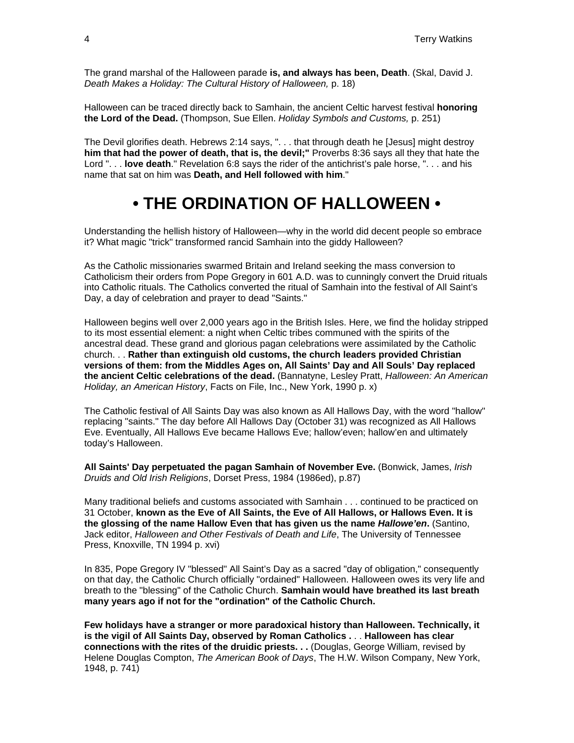The grand marshal of the Halloween parade **is, and always has been, Death**. (Skal, David J. *Death Makes a Holiday: The Cultural History of Halloween,* p. 18)

Halloween can be traced directly back to Samhain, the ancient Celtic harvest festival **honoring the Lord of the Dead.** (Thompson, Sue Ellen. *Holiday Symbols and Customs,* p. 251)

The Devil glorifies death. Hebrews 2:14 says, ". . . that through death he [Jesus] might destroy **him that had the power of death, that is, the devil;"** Proverbs 8:36 says all they that hate the Lord ". . . **love death**." Revelation 6:8 says the rider of the antichrist's pale horse, ". . . and his name that sat on him was **Death, and Hell followed with him**."

# • THE ORDINATION OF HALLOWEEN •

Understanding the hellish history of Halloween—why in the world did decent people so embrace it? What magic "trick" transformed rancid Samhain into the giddy Halloween?

As the Catholic missionaries swarmed Britain and Ireland seeking the mass conversion to Catholicism their orders from Pope Gregory in 601 A.D. was to cunningly convert the Druid rituals into Catholic rituals. The Catholics converted the ritual of Samhain into the festival of All Saint's Day, a day of celebration and prayer to dead "Saints."

Halloween begins well over 2,000 years ago in the British Isles. Here, we find the holiday stripped to its most essential element: a night when Celtic tribes communed with the spirits of the ancestral dead. These grand and glorious pagan celebrations were assimilated by the Catholic church. . . **Rather than extinguish old customs, the church leaders provided Christian versions of them: from the Middles Ages on, All Saints' Day and All Souls' Day replaced the ancient Celtic celebrations of the dead.** (Bannatyne, Lesley Pratt, *Halloween: An American Holiday, an American History*, Facts on File, Inc., New York, 1990 p. x)

The Catholic festival of All Saints Day was also known as All Hallows Day, with the word "hallow" replacing "saints." The day before All Hallows Day (October 31) was recognized as All Hallows Eve. Eventually, All Hallows Eve became Hallows Eve; hallow'even; hallow'en and ultimately today's Halloween.

**All Saints' Day perpetuated the pagan Samhain of November Eve.** (Bonwick, James, *Irish Druids and Old Irish Religions*, Dorset Press, 1984 (1986ed), p.87)

Many traditional beliefs and customs associated with Samhain . . . continued to be practiced on 31 October, **known as the Eve of All Saints, the Eve of All Hallows, or Hallows Even. It is the glossing of the name Hallow Even that has given us the name *Hallowe'en*.** (Santino, Jack editor, *Halloween and Other Festivals of Death and Life*, The University of Tennessee Press, Knoxville, TN 1994 p. xvi)

In 835, Pope Gregory IV "blessed" All Saint's Day as a sacred "day of obligation," consequently on that day, the Catholic Church officially "ordained" Halloween. Halloween owes its very life and breath to the "blessing" of the Catholic Church. **Samhain would have breathed its last breath many years ago if not for the "ordination" of the Catholic Church.**

**Few holidays have a stranger or more paradoxical history than Halloween. Technically, it is the vigil of All Saints Day, observed by Roman Catholics .** . . **Halloween has clear connections with the rites of the druidic priests. . .** (Douglas, George William, revised by Helene Douglas Compton, *The American Book of Days*, The H.W. Wilson Company, New York, 1948, p. 741)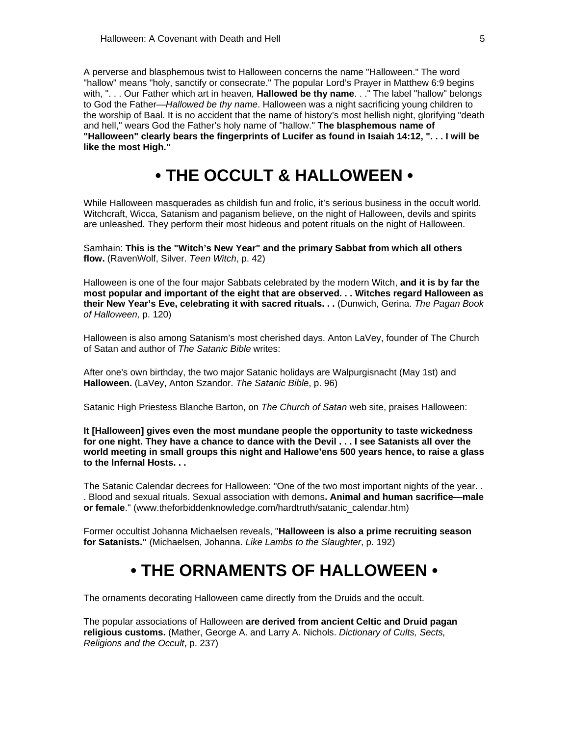A perverse and blasphemous twist to Halloween concerns the name "Halloween." The word "hallow" means "holy, sanctify or consecrate." The popular Lord's Prayer in Matthew 6:9 begins with, ". . . Our Father which art in heaven, **Hallowed be thy name**. . ." The label "hallow" belongs to God the Father—*Hallowed be thy name*. Halloween was a night sacrificing young children to the worship of Baal. It is no accident that the name of history's most hellish night, glorifying "death and hell," wears God the Father's holy name of "hallow." **The blasphemous name of "Halloween" clearly bears the fingerprints of Lucifer as found in Isaiah 14:12, ". . . I will be like the most High."**

# • THE OCCULT & HALLOWEEN •

While Halloween masquerades as childish fun and frolic, it's serious business in the occult world. Witchcraft, Wicca, Satanism and paganism believe, on the night of Halloween, devils and spirits are unleashed. They perform their most hideous and potent rituals on the night of Halloween.

Samhain: **This is the "Witch's New Year" and the primary Sabbat from which all others flow.** (RavenWolf, Silver. *Teen Witch*, p. 42)

Halloween is one of the four major Sabbats celebrated by the modern Witch, **and it is by far the most popular and important of the eight that are observed. . . Witches regard Halloween as their New Year's Eve, celebrating it with sacred rituals. . .** (Dunwich, Gerina. *The Pagan Book of Halloween,* p. 120)

Halloween is also among Satanism's most cherished days. Anton LaVey, founder of The Church of Satan and author of *The Satanic Bible* writes:

After one's own birthday, the two major Satanic holidays are Walpurgisnacht (May 1st) and **Halloween.** (LaVey, Anton Szandor. *The Satanic Bible*, p. 96)

Satanic High Priestess Blanche Barton, on *The Church of Satan* web site, praises Halloween:

**It [Halloween] gives even the most mundane people the opportunity to taste wickedness for one night. They have a chance to dance with the Devil . . . I see Satanists all over the world meeting in small groups this night and Hallowe'ens 500 years hence, to raise a glass to the Infernal Hosts. . .**

The Satanic Calendar decrees for Halloween: "One of the two most important nights of the year. . . Blood and sexual rituals. Sexual association with demons**. Animal and human sacrifice—male or female**." (www.theforbiddenknowledge.com/hardtruth/satanic_calendar.htm)

Former occultist Johanna Michaelsen reveals, "**Halloween is also a prime recruiting season for Satanists."** (Michaelsen, Johanna. *Like Lambs to the Slaughter*, p. 192)

# • THE ORNAMENTS OF HALLOWEEN •

The ornaments decorating Halloween came directly from the Druids and the occult.

The popular associations of Halloween **are derived from ancient Celtic and Druid pagan religious customs.** (Mather, George A. and Larry A. Nichols. *Dictionary of Cults, Sects, Religions and the Occult*, p. 237)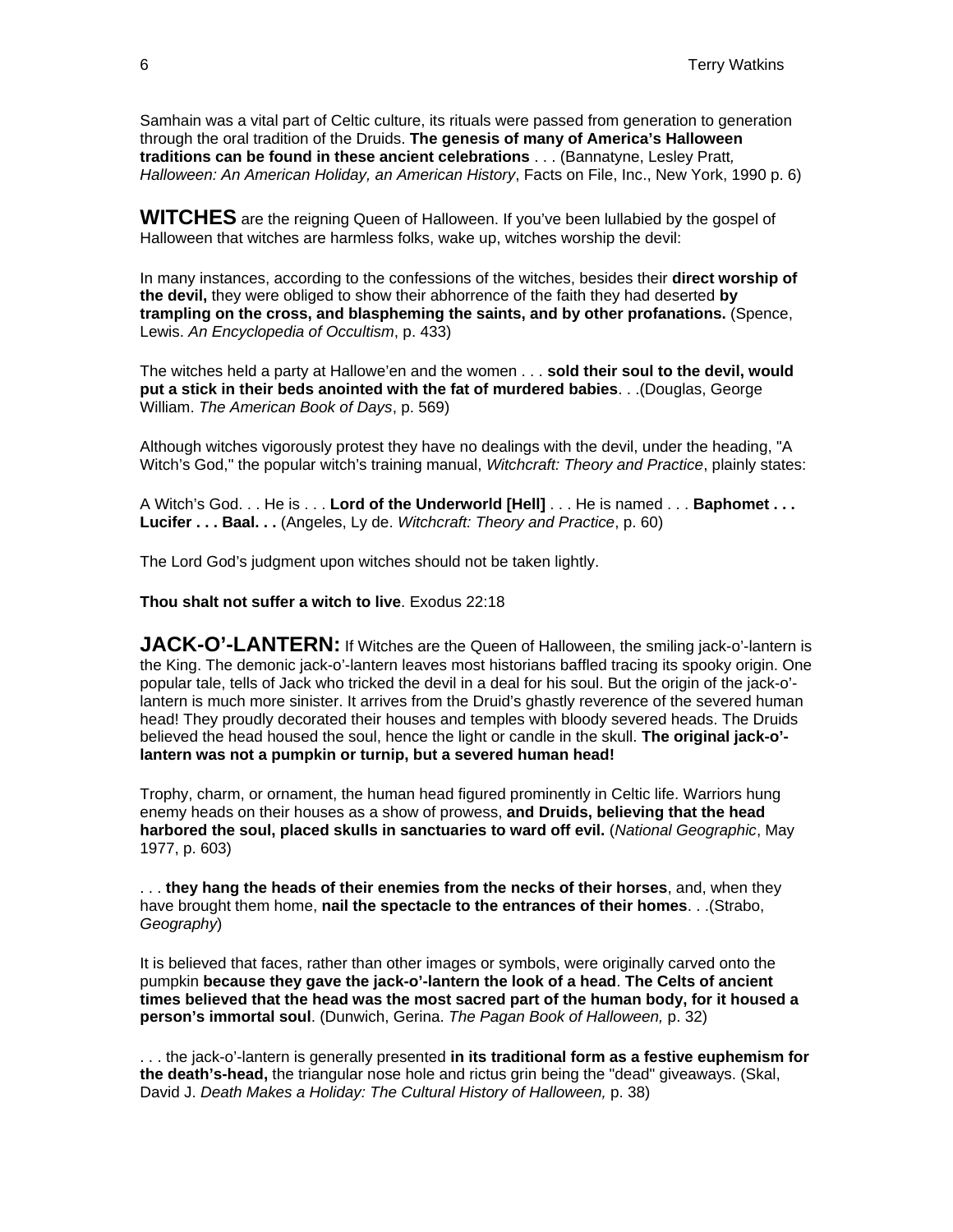Samhain was a vital part of Celtic culture, its rituals were passed from generation to generation through the oral tradition of the Druids. **The genesis of many of America's Halloween traditions can be found in these ancient celebrations** . . . (Bannatyne, Lesley Pratt, *Halloween: An American Holiday, an American History*, Facts on File, Inc., New York, 1990 p. 6)

**WITCHES** are the reigning Queen of Halloween. If you've been lullabied by the gospel of Halloween that witches are harmless folks, wake up, witches worship the devil:

In many instances, according to the confessions of the witches, besides their **direct worship of the devil,** they were obliged to show their abhorrence of the faith they had deserted **by trampling on the cross, and blaspheming the saints, and by other profanations.** (Spence, Lewis. *An Encyclopedia of Occultism*, p. 433)

The witches held a party at Hallowe'en and the women . . . **sold their soul to the devil, would put a stick in their beds anointed with the fat of murdered babies**. . .(Douglas, George William. *The American Book of Days*, p. 569)

Although witches vigorously protest they have no dealings with the devil, under the heading, "A Witch's God," the popular witch's training manual, *Witchcraft: Theory and Practice*, plainly states:

A Witch's God. . . He is . . . **Lord of the Underworld [Hell]** . . . He is named . . . **Baphomet . . . Lucifer . . . Baal. . .** (Angeles, Ly de. *Witchcraft: Theory and Practice*, p. 60)

The Lord God's judgment upon witches should not be taken lightly.

**Thou shalt not suffer a witch to live**. Exodus 22:18

**JACK-O'-LANTERN:** If Witches are the Queen of Halloween, the smiling jack-o'-lantern is the King. The demonic jack-o'-lantern leaves most historians baffled tracing its spooky origin. One popular tale, tells of Jack who tricked the devil in a deal for his soul. But the origin of the jack-o'-lantern is much more sinister. It arrives from the Druid's ghastly reverence of the severed human head! They proudly decorated their houses and temples with bloody severed heads. The Druids believed the head housed the soul, hence the light or candle in the skull. **The original jack-o'-lantern was not a pumpkin or turnip, but a severed human head!**

Trophy, charm, or ornament, the human head figured prominently in Celtic life. Warriors hung enemy heads on their houses as a show of prowess, **and Druids, believing that the head harbored the soul, placed skulls in sanctuaries to ward off evil.** (*National Geographic*, May 1977, p. 603)

. . . **they hang the heads of their enemies from the necks of their horses**, and, when they have brought them home, **nail the spectacle to the entrances of their homes**. . .(Strabo, *Geography*)

It is believed that faces, rather than other images or symbols, were originally carved onto the pumpkin **because they gave the jack-o'-lantern the look of a head**. **The Celts of ancient times believed that the head was the most sacred part of the human body, for it housed a person's immortal soul**. (Dunwich, Gerina. *The Pagan Book of Halloween,* p. 32)

. . . the jack-o'-lantern is generally presented **in its traditional form as a festive euphemism for the death's-head,** the triangular nose hole and rictus grin being the "dead" giveaways. (Skal, David J. *Death Makes a Holiday: The Cultural History of Halloween,* p. 38)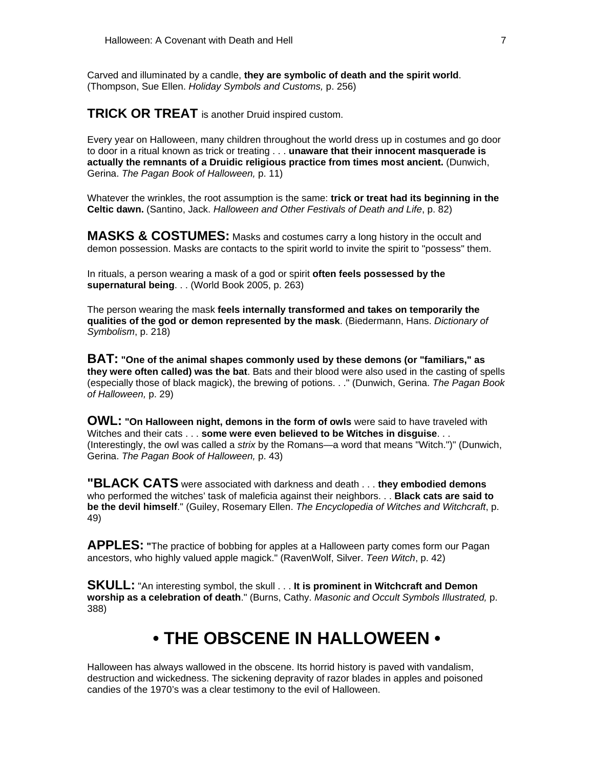Carved and illuminated by a candle, **they are symbolic of death and the spirit world**. (Thompson, Sue Ellen. *Holiday Symbols and Customs,* p. 256)

**TRICK OR TREAT** is another Druid inspired custom.

Every year on Halloween, many children throughout the world dress up in costumes and go door to door in a ritual known as trick or treating . . . **unaware that their innocent masquerade is actually the remnants of a Druidic religious practice from times most ancient.** (Dunwich, Gerina. *The Pagan Book of Halloween,* p. 11)

Whatever the wrinkles, the root assumption is the same: **trick or treat had its beginning in the Celtic dawn.** (Santino, Jack. *Halloween and Other Festivals of Death and Life*, p. 82)

**MASKS & COSTUMES:** Masks and costumes carry a long history in the occult and demon possession. Masks are contacts to the spirit world to invite the spirit to "possess" them.

In rituals, a person wearing a mask of a god or spirit **often feels possessed by the supernatural being**. . . (World Book 2005, p. 263)

The person wearing the mask **feels internally transformed and takes on temporarily the qualities of the god or demon represented by the mask**. (Biedermann, Hans. *Dictionary of Symbolism*, p. 218)

**BAT: "One of the animal shapes commonly used by these demons (or "familiars," as they were often called) was the bat**. Bats and their blood were also used in the casting of spells (especially those of black magick), the brewing of potions. . ." (Dunwich, Gerina. *The Pagan Book of Halloween,* p. 29)

**OWL: "On Halloween night, demons in the form of owls** were said to have traveled with Witches and their cats . . . **some were even believed to be Witches in disguise**. . . (Interestingly, the owl was called a *strix* by the Romans—a word that means "Witch.")" (Dunwich, Gerina. *The Pagan Book of Halloween,* p. 43)

**"BLACK CATS** were associated with darkness and death . . . **they embodied demons** who performed the witches' task of maleficia against their neighbors. . . **Black cats are said to be the devil himself**." (Guiley, Rosemary Ellen. *The Encyclopedia of Witches and Witchcraft*, p. 49)

**APPLES: "**The practice of bobbing for apples at a Halloween party comes form our Pagan ancestors, who highly valued apple magick." (RavenWolf, Silver. *Teen Witch*, p. 42)

**SKULL:** "An interesting symbol, the skull . . . **It is prominent in Witchcraft and Demon worship as a celebration of death**." (Burns, Cathy. *Masonic and Occult Symbols Illustrated,* p. 388)

# • THE OBSCENE IN HALLOWEEN •

Halloween has always wallowed in the obscene. Its horrid history is paved with vandalism, destruction and wickedness. The sickening depravity of razor blades in apples and poisoned candies of the 1970's was a clear testimony to the evil of Halloween.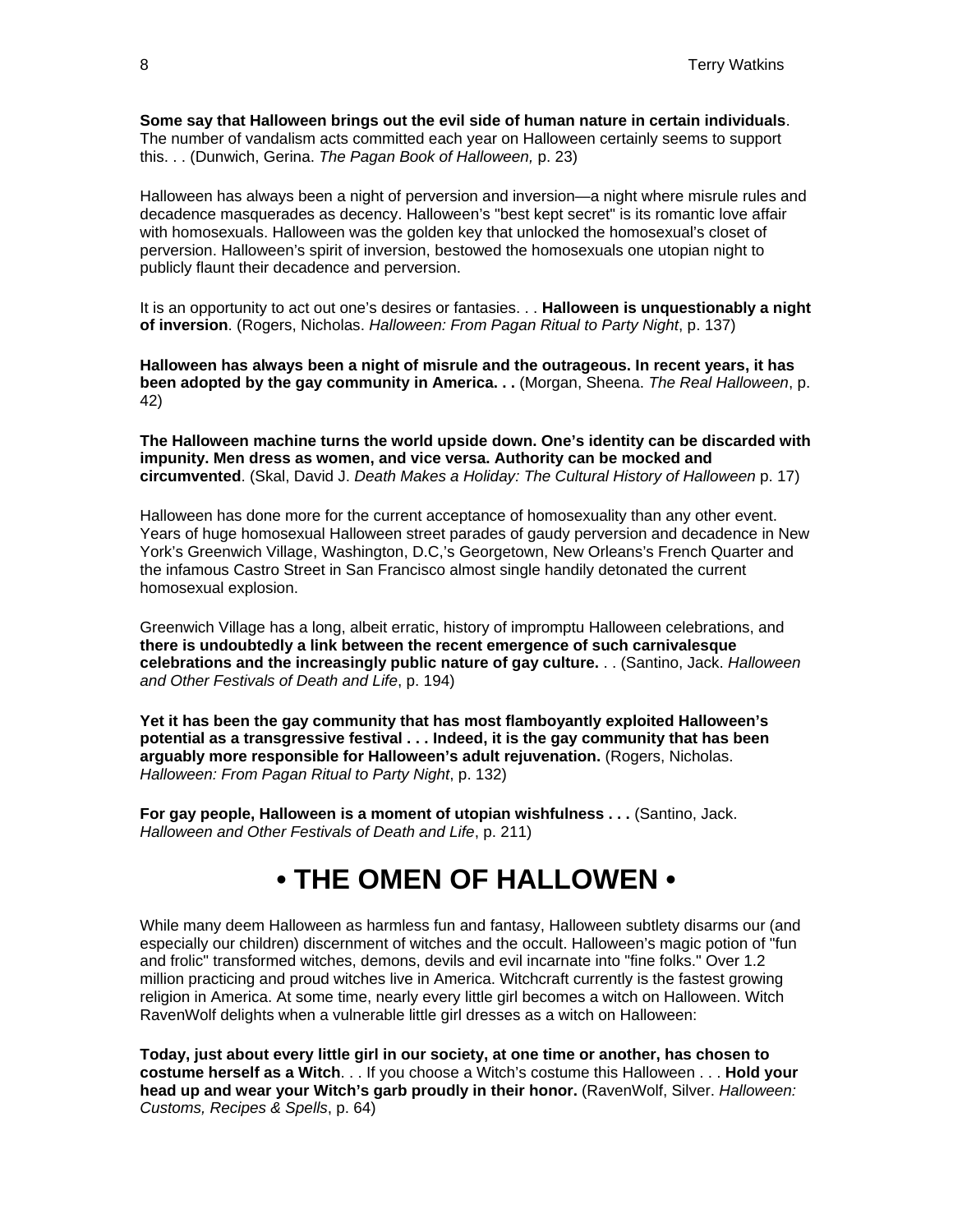**Some say that Halloween brings out the evil side of human nature in certain individuals**. The number of vandalism acts committed each year on Halloween certainly seems to support this. . . (Dunwich, Gerina. *The Pagan Book of Halloween,* p. 23)

Halloween has always been a night of perversion and inversion—a night where misrule rules and decadence masquerades as decency. Halloween's "best kept secret" is its romantic love affair with homosexuals. Halloween was the golden key that unlocked the homosexual's closet of perversion. Halloween's spirit of inversion, bestowed the homosexuals one utopian night to publicly flaunt their decadence and perversion.

It is an opportunity to act out one's desires or fantasies. . . **Halloween is unquestionably a night of inversion**. (Rogers, Nicholas. *Halloween: From Pagan Ritual to Party Night*, p. 137)

**Halloween has always been a night of misrule and the outrageous. In recent years, it has been adopted by the gay community in America. . .** (Morgan, Sheena. *The Real Halloween*, p. 42)

**The Halloween machine turns the world upside down. One's identity can be discarded with impunity. Men dress as women, and vice versa. Authority can be mocked and circumvented**. (Skal, David J. *Death Makes a Holiday: The Cultural History of Halloween* p. 17)

Halloween has done more for the current acceptance of homosexuality than any other event. Years of huge homosexual Halloween street parades of gaudy perversion and decadence in New York's Greenwich Village, Washington, D.C,'s Georgetown, New Orleans's French Quarter and the infamous Castro Street in San Francisco almost single handidly detonated the current homosexual explosion.

Greenwich Village has a long, albeit erratic, history of impromptu Halloween celebrations, and **there is undoubtedly a link between the recent emergence of such carnivalesque celebrations and the increasingly public nature of gay culture.** . . (Santino, Jack. *Halloween and Other Festivals of Death and Life*, p. 194)

**Yet it has been the gay community that has most flamboyantly exploited Halloween's potential as a transgressive festival . . . Indeed, it is the gay community that has been arguably more responsible for Halloween's adult rejuvenation.** (Rogers, Nicholas. *Halloween: From Pagan Ritual to Party Night*, p. 132)

**For gay people, Halloween is a moment of utopian wishfulness . . .** (Santino, Jack. *Halloween and Other Festivals of Death and Life*, p. 211)

# • THE OMEN OF HALLOWEN •

While many deem Halloween as harmless fun and fantasy, Halloween subtletly disarms our (and especially our children) discernment of witches and the occult. Halloween's magic potion of "fun and frolic" transformed witches, demons, devils and evil incarnate into "fine folks." Over 1.2 million practicing and proud witches live in America. Witchcraft currently is the fastest growing religion in America. At some time, nearly every little girl becomes a witch on Halloween. Witch RavenWolf delights when a vulnerable little girl dresses as a witch on Halloween:

**Today, just about every little girl in our society, at one time or another, has chosen to costume herself as a Witch**. . . If you choose a Witch's costume this Halloween . . . **Hold your head up and wear your Witch's garb proudly in their honor.** (RavenWolf, Silver. *Halloween: Customs, Recipes & Spells*, p. 64)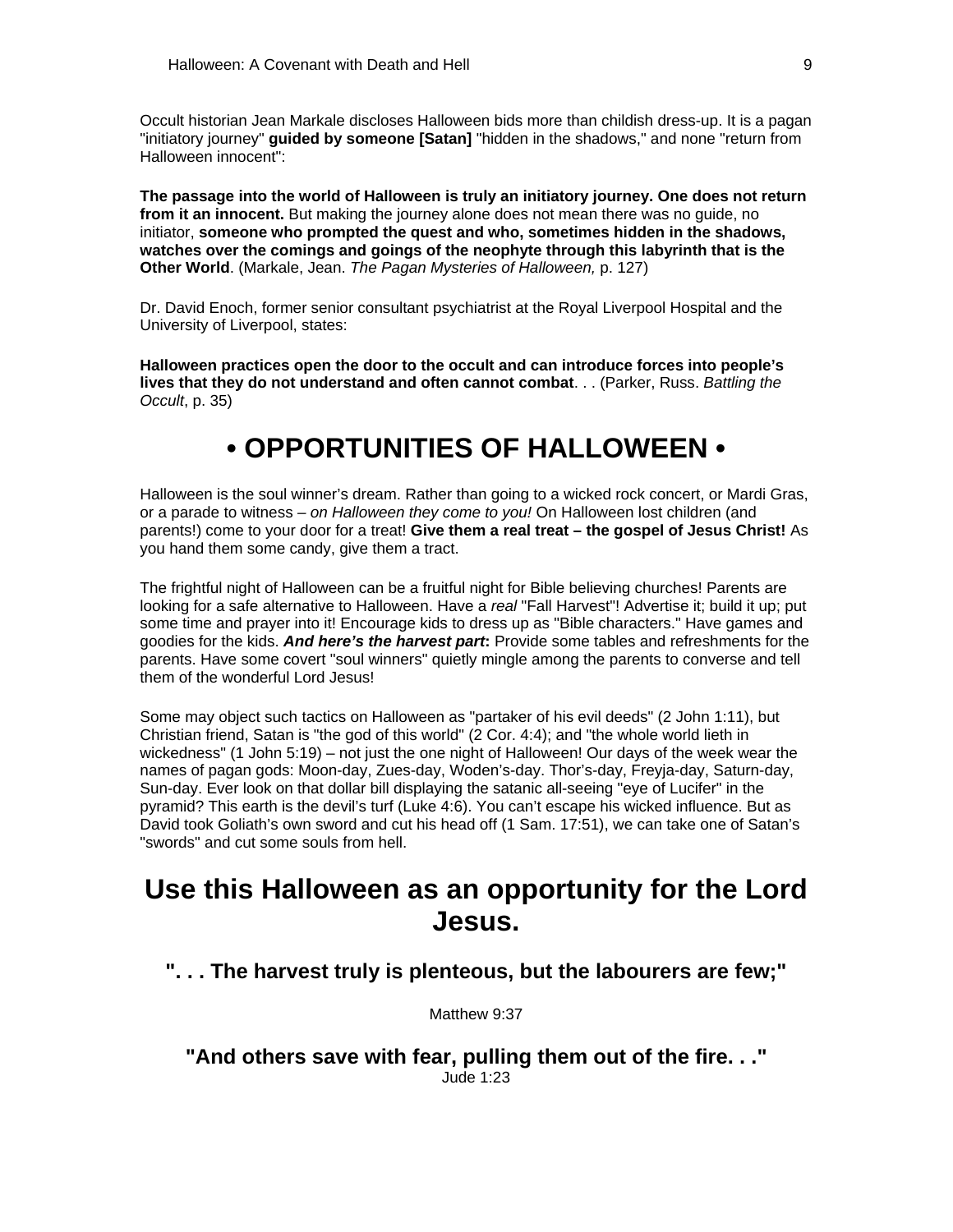Occult historian Jean Markale discloses Halloween bids more than childish dress-up. It is a pagan "initiatory journey" **guided by someone [Satan]** "hidden in the shadows," and none "return from Halloween innocent":

**The passage into the world of Halloween is truly an initiatory journey. One does not return from it an innocent.** But making the journey alone does not mean there was no guide, no initiator, **someone who prompted the quest and who, sometimes hidden in the shadows, watches over the comings and goings of the neophyte through this labyrinth that is the Other World**. (Markale, Jean. *The Pagan Mysteries of Halloween,* p. 127)

Dr. David Enoch, former senior consultant psychiatrist at the Royal Liverpool Hospital and the University of Liverpool, states:

**Halloween practices open the door to the occult and can introduce forces into people's lives that they do not understand and often cannot combat**. . . (Parker, Russ. *Battling the Occult*, p. 35)

# • OPPORTUNITIES OF HALLOWEEN •

Halloween is the soul winner's dream. Rather than going to a wicked rock concert, or Mardi Gras, or a parade to witness – *on Halloween they come to you!* On Halloween lost children (and parents!) come to your door for a treat! **Give them a real treat – the gospel of Jesus Christ!** As you hand them some candy, give them a tract.

The frightful night of Halloween can be a fruitful night for Bible believing churches! Parents are looking for a safe alternative to Halloween. Have a *real* "Fall Harvest"! Advertise it; build it up; put some time and prayer into it! Encourage kids to dress up as "Bible characters." Have games and goodies for the kids. ***And here's the harvest part*:** Provide some tables and refreshments for the parents. Have some covert "soul winners" quietly mingle among the parents to converse and tell them of the wonderful Lord Jesus!

Some may object such tactics on Halloween as "partaker of his evil deeds" (2 John 1:11), but Christian friend, Satan is "the god of this world" (2 Cor. 4:4); and "the whole world lieth in wickedness" (1 John 5:19) – not just the one night of Halloween! Our days of the week wear the names of pagan gods: Moon-day, Zues-day, Woden's-day. Thor's-day, Freyja-day, Saturn-day, Sun-day. Ever look on that dollar bill displaying the satanic all-seeing "eye of Lucifer" in the pyramid? This earth is the devil's turf (Luke 4:6). You can't escape his wicked influence. But as David took Goliath's own sword and cut his head off (1 Sam. 17:51), we can take one of Satan's "swords" and cut some souls from hell.

# Use this Halloween as an opportunity for the Lord Jesus.

### ". . . The harvest truly is plenteous, but the labourers are few;"

Matthew 9:37

### "And others save with fear, pulling them out of the fire. . ."

Jude 1:23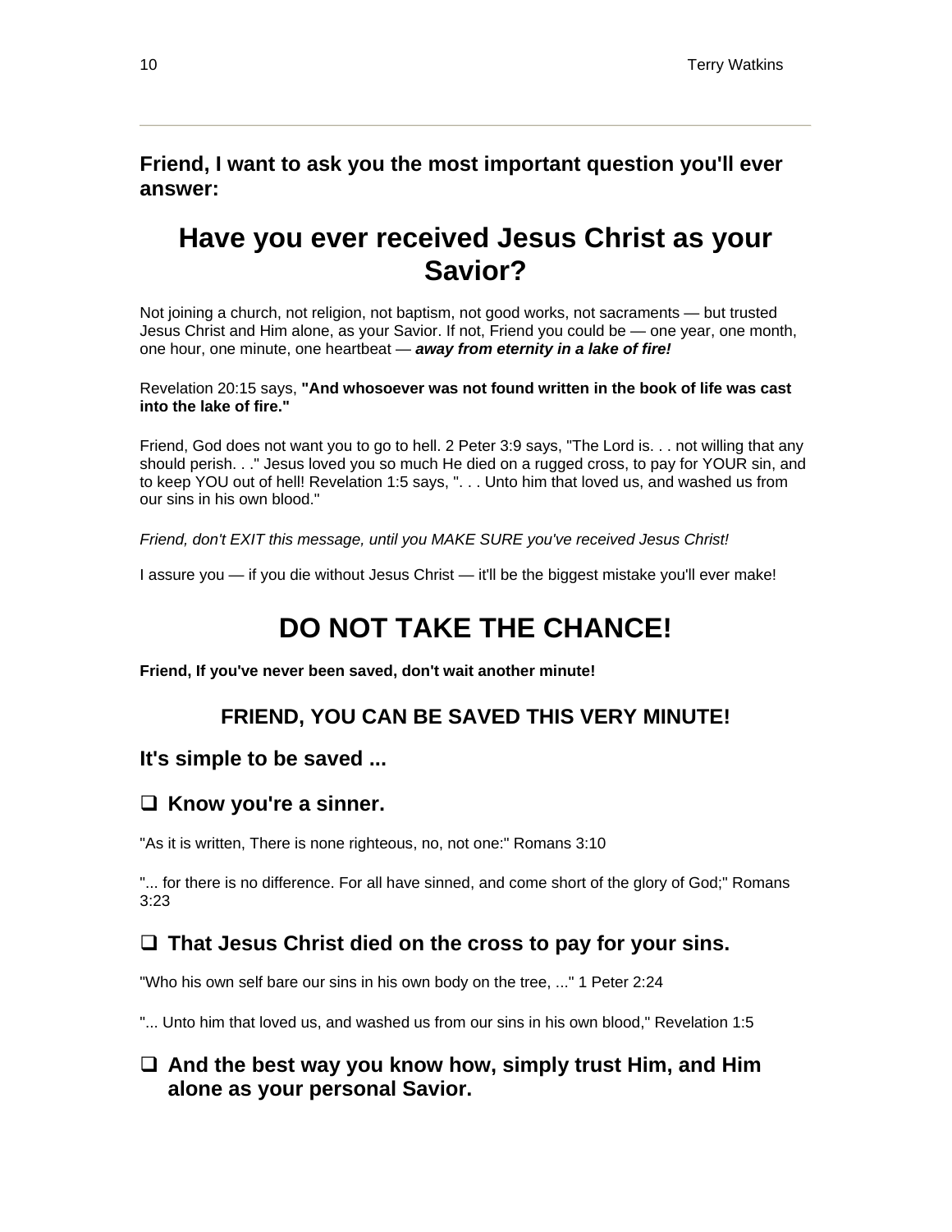**Friend, I want to ask you the most important question you'll ever answer:**

# Have you ever received Jesus Christ as your Savior?

Not joining a church, not religion, not baptism, not good works, not sacraments — but trusted Jesus Christ and Him alone, as your Savior. If not, Friend you could be — one year, one month, one hour, one minute, one heartbeat — ***away from eternity in a lake of fire!***

Revelation 20:15 says, **"And whosoever was not found written in the book of life was cast into the lake of fire."**

Friend, God does not want you to go to hell. 2 Peter 3:9 says, "The Lord is. . . not willing that any should perish. . ." Jesus loved you so much He died on a rugged cross, to pay for YOUR sin, and to keep YOU out of hell! Revelation 1:5 says, ". . . Unto him that loved us, and washed us from our sins in his own blood."

*Friend, don't EXIT this message, until you MAKE SURE you've received Jesus Christ!*

I assure you — if you die without Jesus Christ — it'll be the biggest mistake you'll ever make!

# DO NOT TAKE THE CHANCE!

**Friend, If you've never been saved, don't wait another minute!**

### FRIEND, YOU CAN BE SAVED THIS VERY MINUTE!

### It's simple to be saved ...

### ❑ Know you're a sinner.

"As it is written, There is none righteous, no, not one:" Romans 3:10

"... for there is no difference. For all have sinned, and come short of the glory of God;" Romans 3:23

### ❑ That Jesus Christ died on the cross to pay for your sins.

"Who his own self bare our sins in his own body on the tree, ..." 1 Peter 2:24

"... Unto him that loved us, and washed us from our sins in his own blood," Revelation 1:5

### ❑ And the best way you know how, simply trust Him, and Him alone as your personal Savior.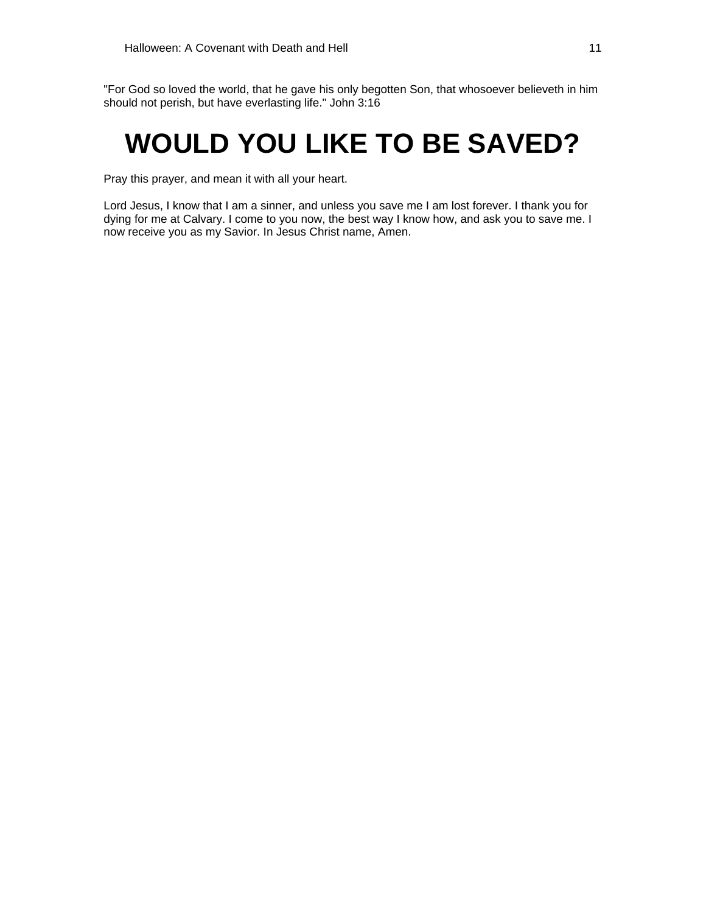"For God so loved the world, that he gave his only begotten Son, that whosoever believeth in him should not perish, but have everlasting life." John 3:16

# WOULD YOU LIKE TO BE SAVED?

Pray this prayer, and mean it with all your heart.

Lord Jesus, I know that I am a sinner, and unless you save me I am lost forever. I thank you for dying for me at Calvary. I come to you now, the best way I know how, and ask you to save me. I now receive you as my Savior. In Jesus Christ name, Amen.